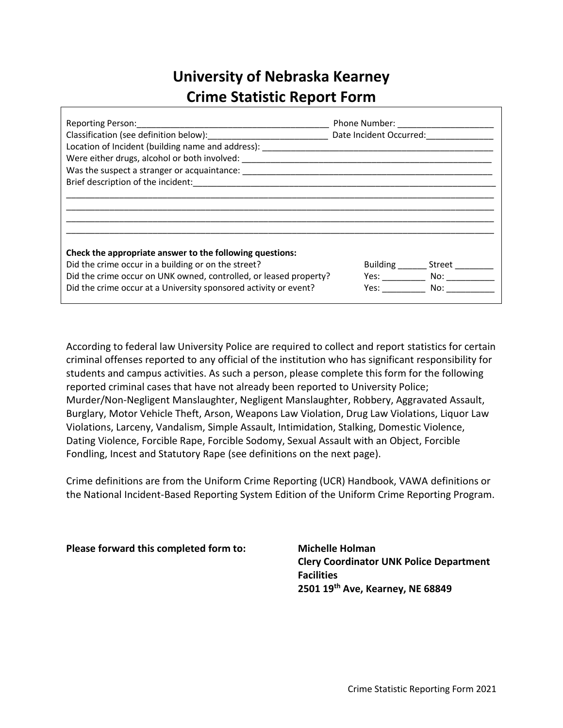# University of Nebraska Kearney
# Crime Statistic Report Form

Reporting Person:________________________________________ Phone Number: ____________________

Classification (see definition below):________________________ Date Incident Occurred:______________

Location of Incident (building name and address): ____________________________________________________

Were either drugs, alcohol or both involved: ________________________________________________________

Was the suspect a stranger or acquaintance: ________________________________________________________

Brief description of the incident:____________________________________________________________________

______________________________________________________________________________________________

______________________________________________________________________________________________

______________________________________________________________________________________________

______________________________________________________________________________________________

**Check the appropriate answer to the following questions:**

Did the crime occur in a building or on the street? Building ______ Street ________

Did the crime occur on UNK owned, controlled, or leased property? Yes: _________ No: __________

Did the crime occur at a University sponsored activity or event? Yes: _________ No: __________

According to federal law University Police are required to collect and report statistics for certain criminal offenses reported to any official of the institution who has significant responsibility for students and campus activities. As such a person, please complete this form for the following reported criminal cases that have not already been reported to University Police; Murder/Non-Negligent Manslaughter, Negligent Manslaughter, Robbery, Aggravated Assault, Burglary, Motor Vehicle Theft, Arson, Weapons Law Violation, Drug Law Violations, Liquor Law Violations, Larceny, Vandalism, Simple Assault, Intimidation, Stalking, Domestic Violence, Dating Violence, Forcible Rape, Forcible Sodomy, Sexual Assault with an Object, Forcible Fondling, Incest and Statutory Rape (see definitions on the next page).

Crime definitions are from the Uniform Crime Reporting (UCR) Handbook, VAWA definitions or the National Incident-Based Reporting System Edition of the Uniform Crime Reporting Program.

**Please forward this completed form to:**

**Michelle Holman**
**Clery Coordinator UNK Police Department**
**Facilities**
**2501 19th Ave, Kearney, NE 68849**

Crime Statistic Reporting Form 2021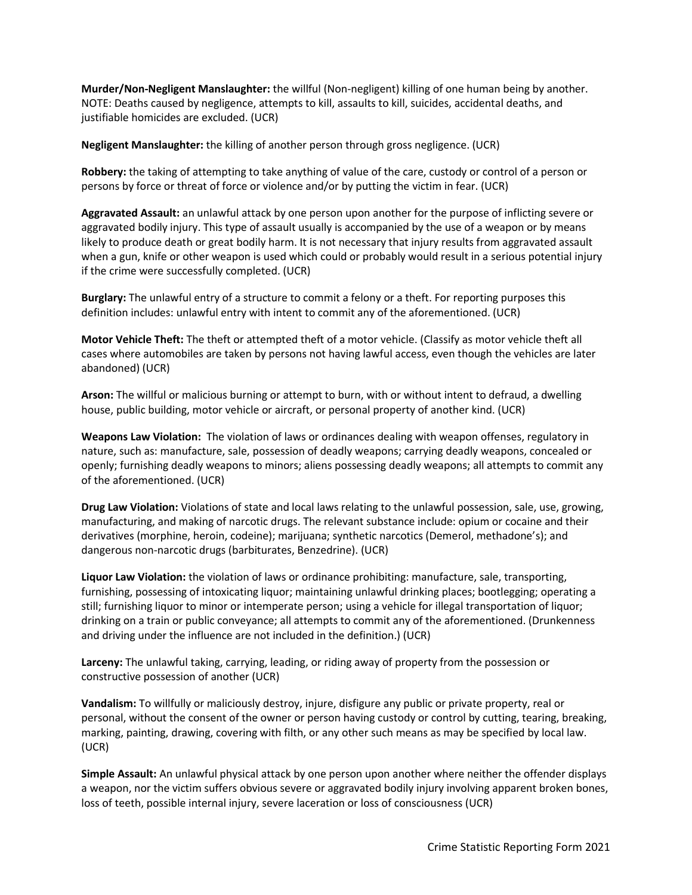**Murder/Non-Negligent Manslaughter:** the willful (Non-negligent) killing of one human being by another. NOTE: Deaths caused by negligence, attempts to kill, assaults to kill, suicides, accidental deaths, and justifiable homicides are excluded. (UCR)

**Negligent Manslaughter:** the killing of another person through gross negligence. (UCR)

**Robbery:** the taking of attempting to take anything of value of the care, custody or control of a person or persons by force or threat of force or violence and/or by putting the victim in fear. (UCR)

**Aggravated Assault:** an unlawful attack by one person upon another for the purpose of inflicting severe or aggravated bodily injury. This type of assault usually is accompanied by the use of a weapon or by means likely to produce death or great bodily harm. It is not necessary that injury results from aggravated assault when a gun, knife or other weapon is used which could or probably would result in a serious potential injury if the crime were successfully completed. (UCR)

**Burglary:** The unlawful entry of a structure to commit a felony or a theft. For reporting purposes this definition includes: unlawful entry with intent to commit any of the aforementioned. (UCR)

**Motor Vehicle Theft:** The theft or attempted theft of a motor vehicle. (Classify as motor vehicle theft all cases where automobiles are taken by persons not having lawful access, even though the vehicles are later abandoned) (UCR)

**Arson:** The willful or malicious burning or attempt to burn, with or without intent to defraud, a dwelling house, public building, motor vehicle or aircraft, or personal property of another kind. (UCR)

**Weapons Law Violation:** The violation of laws or ordinances dealing with weapon offenses, regulatory in nature, such as: manufacture, sale, possession of deadly weapons; carrying deadly weapons, concealed or openly; furnishing deadly weapons to minors; aliens possessing deadly weapons; all attempts to commit any of the aforementioned. (UCR)

**Drug Law Violation:** Violations of state and local laws relating to the unlawful possession, sale, use, growing, manufacturing, and making of narcotic drugs. The relevant substance include: opium or cocaine and their derivatives (morphine, heroin, codeine); marijuana; synthetic narcotics (Demerol, methadone's); and dangerous non-narcotic drugs (barbiturates, Benzedrine). (UCR)

**Liquor Law Violation:** the violation of laws or ordinance prohibiting: manufacture, sale, transporting, furnishing, possessing of intoxicating liquor; maintaining unlawful drinking places; bootlegging; operating a still; furnishing liquor to minor or intemperate person; using a vehicle for illegal transportation of liquor; drinking on a train or public conveyance; all attempts to commit any of the aforementioned. (Drunkenness and driving under the influence are not included in the definition.) (UCR)

**Larceny:** The unlawful taking, carrying, leading, or riding away of property from the possession or constructive possession of another (UCR)

**Vandalism:** To willfully or maliciously destroy, injure, disfigure any public or private property, real or personal, without the consent of the owner or person having custody or control by cutting, tearing, breaking, marking, painting, drawing, covering with filth, or any other such means as may be specified by local law. (UCR)

**Simple Assault:** An unlawful physical attack by one person upon another where neither the offender displays a weapon, nor the victim suffers obvious severe or aggravated bodily injury involving apparent broken bones, loss of teeth, possible internal injury, severe laceration or loss of consciousness (UCR)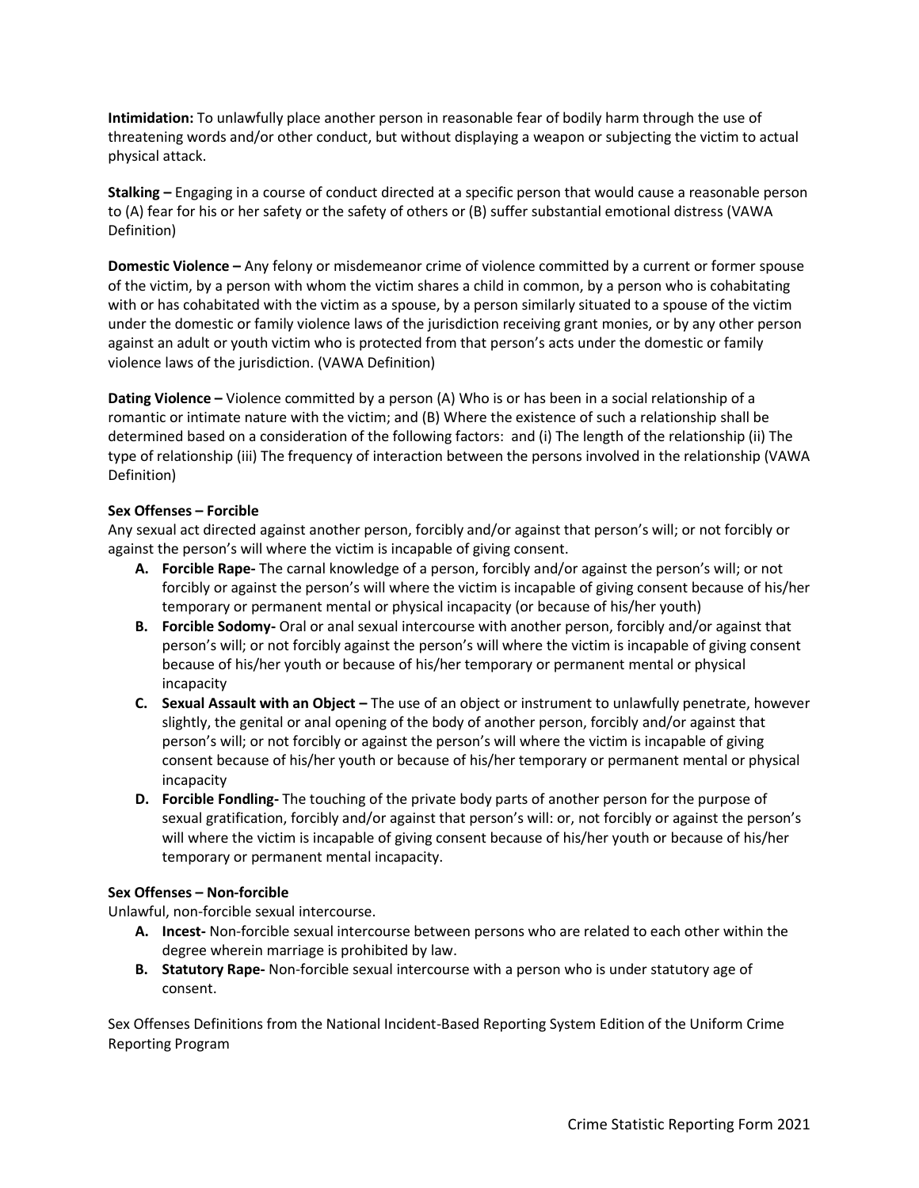**Intimidation:** To unlawfully place another person in reasonable fear of bodily harm through the use of threatening words and/or other conduct, but without displaying a weapon or subjecting the victim to actual physical attack.

**Stalking –** Engaging in a course of conduct directed at a specific person that would cause a reasonable person to (A) fear for his or her safety or the safety of others or (B) suffer substantial emotional distress (VAWA Definition)

**Domestic Violence –** Any felony or misdemeanor crime of violence committed by a current or former spouse of the victim, by a person with whom the victim shares a child in common, by a person who is cohabitating with or has cohabitated with the victim as a spouse, by a person similarly situated to a spouse of the victim under the domestic or family violence laws of the jurisdiction receiving grant monies, or by any other person against an adult or youth victim who is protected from that person's acts under the domestic or family violence laws of the jurisdiction. (VAWA Definition)

**Dating Violence –** Violence committed by a person (A) Who is or has been in a social relationship of a romantic or intimate nature with the victim; and (B) Where the existence of such a relationship shall be determined based on a consideration of the following factors: and (i) The length of the relationship (ii) The type of relationship (iii) The frequency of interaction between the persons involved in the relationship (VAWA Definition)

**Sex Offenses – Forcible**

Any sexual act directed against another person, forcibly and/or against that person's will; or not forcibly or against the person's will where the victim is incapable of giving consent.

- **A. Forcible Rape-** The carnal knowledge of a person, forcibly and/or against the person's will; or not forcibly or against the person's will where the victim is incapable of giving consent because of his/her temporary or permanent mental or physical incapacity (or because of his/her youth)
- **B. Forcible Sodomy-** Oral or anal sexual intercourse with another person, forcibly and/or against that person's will; or not forcibly against the person's will where the victim is incapable of giving consent because of his/her youth or because of his/her temporary or permanent mental or physical incapacity
- **C. Sexual Assault with an Object –** The use of an object or instrument to unlawfully penetrate, however slightly, the genital or anal opening of the body of another person, forcibly and/or against that person's will; or not forcibly or against the person's will where the victim is incapable of giving consent because of his/her youth or because of his/her temporary or permanent mental or physical incapacity
- **D. Forcible Fondling-** The touching of the private body parts of another person for the purpose of sexual gratification, forcibly and/or against that person's will: or, not forcibly or against the person's will where the victim is incapable of giving consent because of his/her youth or because of his/her temporary or permanent mental incapacity.

**Sex Offenses – Non-forcible**

Unlawful, non-forcible sexual intercourse.

- **A. Incest-** Non-forcible sexual intercourse between persons who are related to each other within the degree wherein marriage is prohibited by law.
- **B. Statutory Rape-** Non-forcible sexual intercourse with a person who is under statutory age of consent.

Sex Offenses Definitions from the National Incident-Based Reporting System Edition of the Uniform Crime Reporting Program